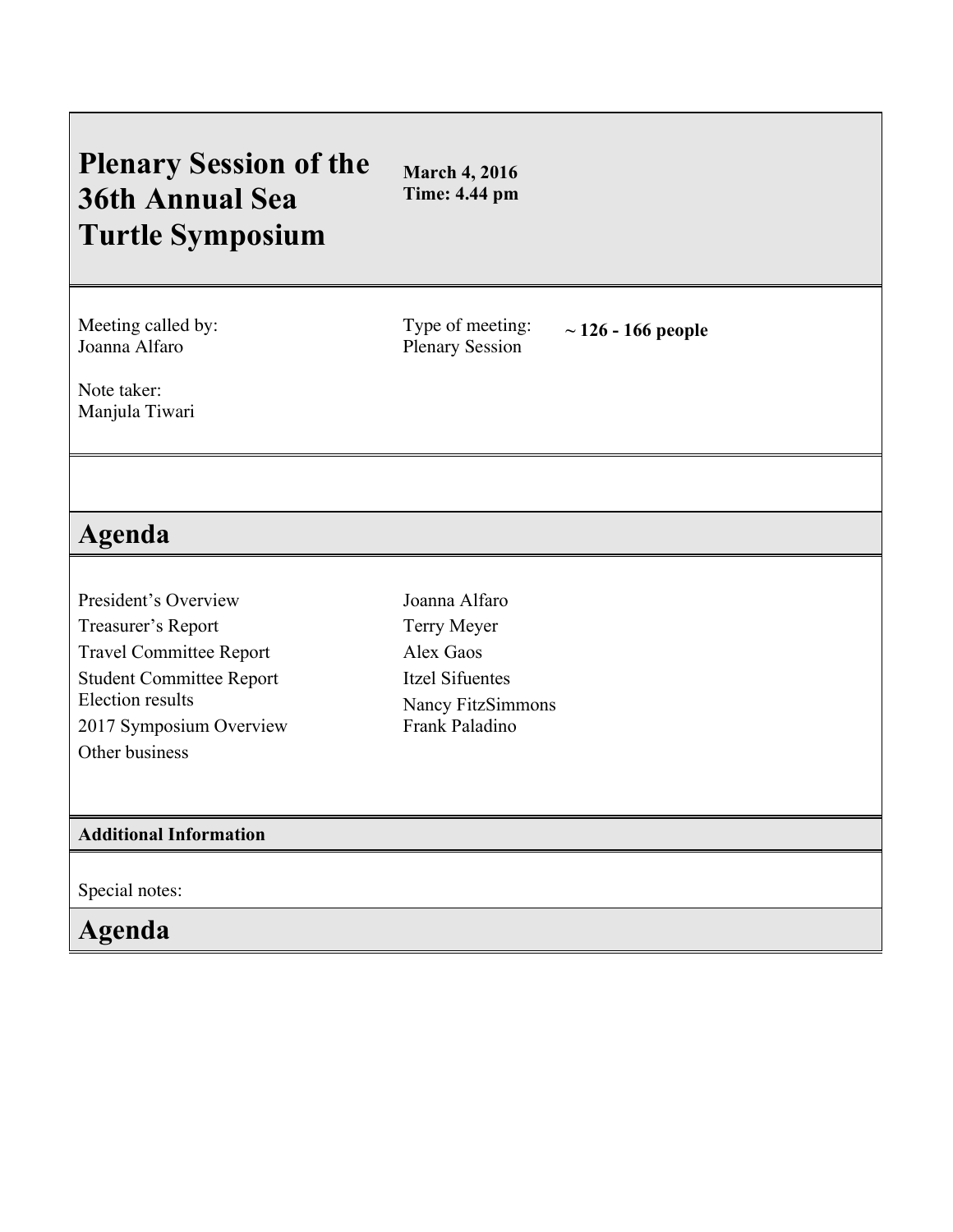# Plenary Session of the 36th Annual Sea Turtle Symposium

**March 4, 2016**
**Time: 4.44 pm**

Meeting called by:
Joanna Alfaro

Type of meeting:
Plenary Session

**~ 126 - 166 people**

Note taker:
Manjula Tiwari

## Agenda

| | |
|---|---|
| President's Overview | Joanna Alfaro |
| Treasurer's Report | Terry Meyer |
| Travel Committee Report | Alex Gaos |
| Student Committee Report | Itzel Sifuentes |
| Election results | Nancy FitzSimmons |
| 2017 Symposium Overview | Frank Paladino |
| Other business | |

### Additional Information

Special notes:

## Agenda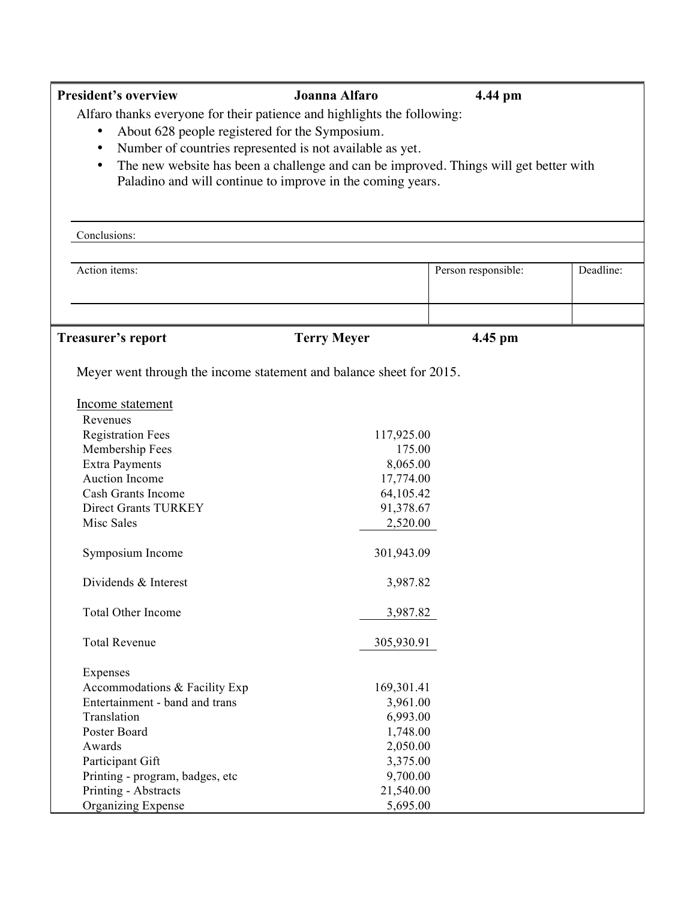| **President's overview** | **Joanna Alfaro** | **4.44 pm** |
|---|---|---|

Alfaro thanks everyone for their patience and highlights the following:

- About 628 people registered for the Symposium.
- Number of countries represented is not available as yet.
- The new website has been a challenge and can be improved. Things will get better with Paladino and will continue to improve in the coming years.

Conclusions:

| Action items: | Person responsible: | Deadline: |
|---|---|---|
| | | |

| **Treasurer's report** | **Terry Meyer** | **4.45 pm** |
|---|---|---|

Meyer went through the income statement and balance sheet for 2015.

Income statement

| | |
|---|---|
| Revenues | |
| Registration Fees | 117,925.00 |
| Membership Fees | 175.00 |
| Extra Payments | 8,065.00 |
| Auction Income | 17,774.00 |
| Cash Grants Income | 64,105.42 |
| Direct Grants TURKEY | 91,378.67 |
| Misc Sales | 2,520.00 |
| Symposium Income | 301,943.09 |
| Dividends & Interest | 3,987.82 |
| Total Other Income | 3,987.82 |
| Total Revenue | 305,930.91 |
| Expenses | |
| Accommodations & Facility Exp | 169,301.41 |
| Entertainment - band and trans | 3,961.00 |
| Translation | 6,993.00 |
| Poster Board | 1,748.00 |
| Awards | 2,050.00 |
| Participant Gift | 3,375.00 |
| Printing - program, badges, etc | 9,700.00 |
| Printing - Abstracts | 21,540.00 |
| Organizing Expense | 5,695.00 |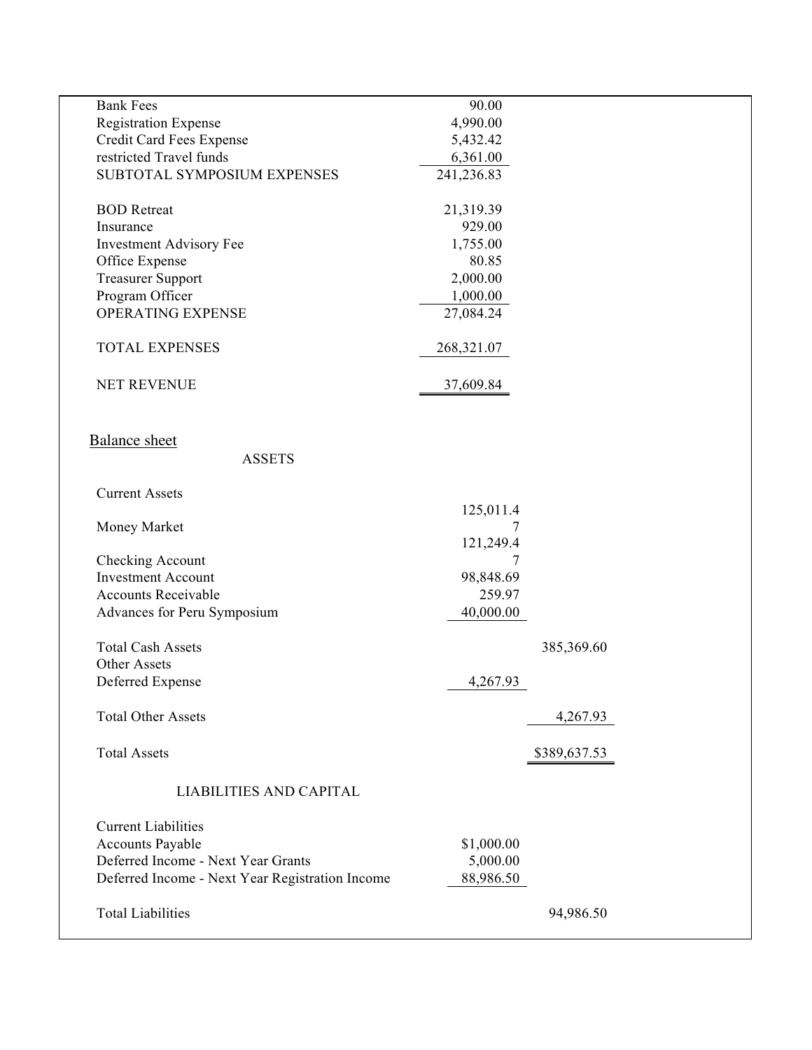| | | |
|---|---|---|
| Bank Fees | 90.00 | |
| Registration Expense | 4,990.00 | |
| Credit Card Fees Expense | 5,432.42 | |
| restricted Travel funds | 6,361.00 | |
| SUBTOTAL SYMPOSIUM EXPENSES | 241,236.83 | |
| | | |
| BOD Retreat | 21,319.39 | |
| Insurance | 929.00 | |
| Investment Advisory Fee | 1,755.00 | |
| Office Expense | 80.85 | |
| Treasurer Support | 2,000.00 | |
| Program Officer | 1,000.00 | |
| OPERATING EXPENSE | 27,084.24 | |
| | | |
| TOTAL EXPENSES | 268,321.07 | |
| | | |
| NET REVENUE | 37,609.84 | |

## Balance sheet

### ASSETS

| | | |
|---|---|---|
| Current Assets | | |
| Money Market | 125,011.47 | |
| Checking Account | 121,249.47 | |
| Investment Account | 98,848.69 | |
| Accounts Receivable | 259.97 | |
| Advances for Peru Symposium | 40,000.00 | |
| | | |
| Total Cash Assets | | 385,369.60 |
| Other Assets | | |
| Deferred Expense | 4,267.93 | |
| | | |
| Total Other Assets | | 4,267.93 |
| | | |
| Total Assets | | $389,637.53 |

### LIABILITIES AND CAPITAL

| | | |
|---|---|---|
| Current Liabilities | | |
| Accounts Payable | $1,000.00 | |
| Deferred Income - Next Year Grants | 5,000.00 | |
| Deferred Income - Next Year Registration Income | 88,986.50 | |
| | | |
| Total Liabilities | | 94,986.50 |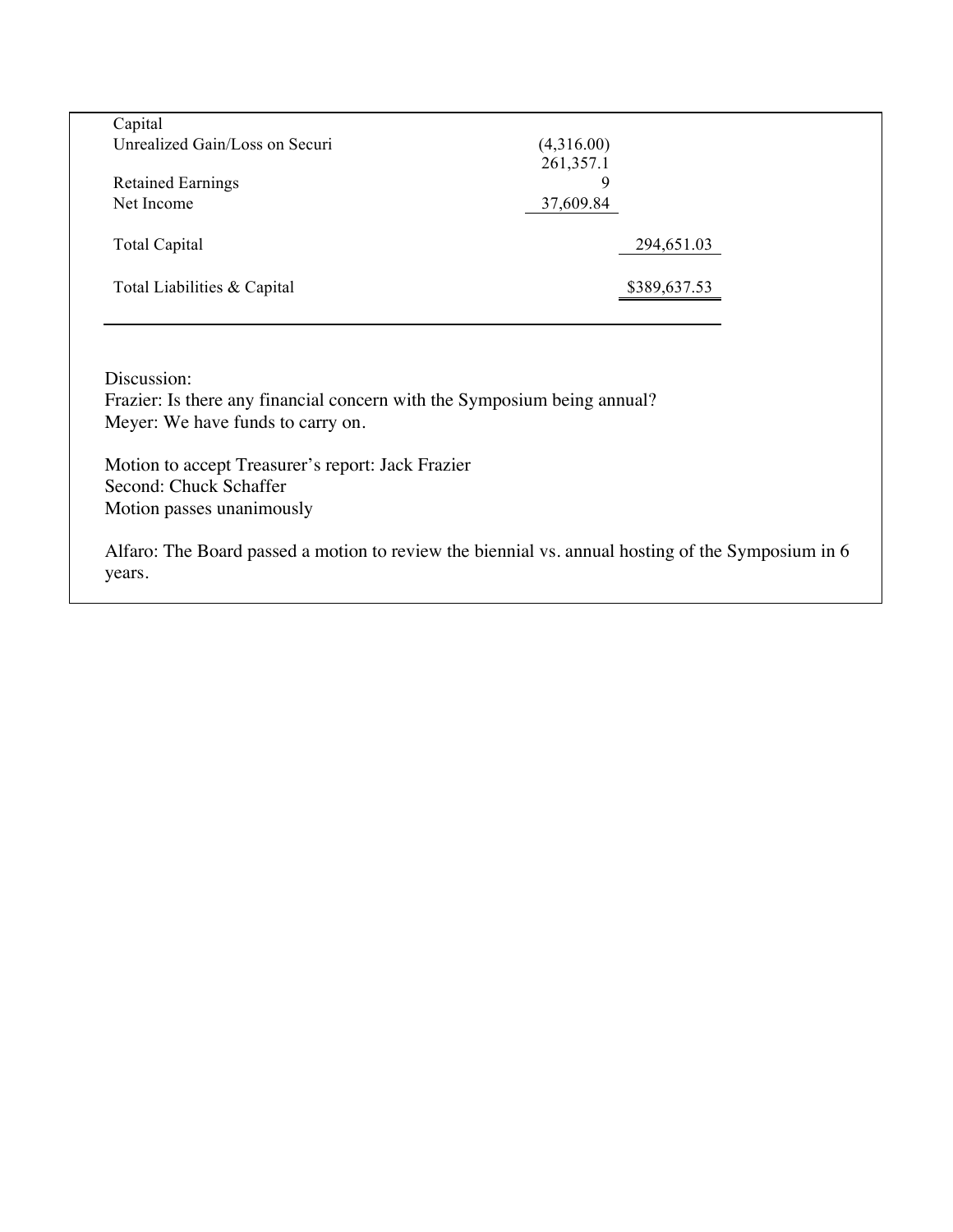| | | |
|---|---|---|
| Capital | | |
| Unrealized Gain/Loss on Securi | (4,316.00) | |
| Retained Earnings | 261,357.19 | |
| Net Income | 37,609.84 | |
| Total Capital | | 294,651.03 |
| Total Liabilities & Capital | | $389,637.53 |

Discussion:
Frazier: Is there any financial concern with the Symposium being annual?
Meyer: We have funds to carry on.

Motion to accept Treasurer's report: Jack Frazier
Second: Chuck Schaffer
Motion passes unanimously

Alfaro: The Board passed a motion to review the biennial vs. annual hosting of the Symposium in 6 years.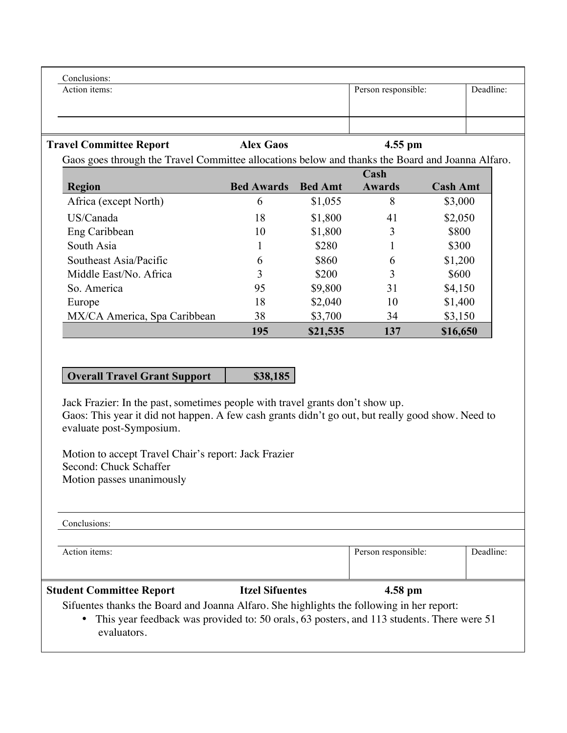Conclusions:

| Action items: | Person responsible: | Deadline: |
| --- | --- | --- |
| | | |

**Travel Committee Report** **Alex Gaos** **4.55 pm**

Gaos goes through the Travel Committee allocations below and thanks the Board and Joanna Alfaro.

| Region | Bed Awards | Bed Amt | Cash Awards | Cash Amt |
| --- | --- | --- | --- | --- |
| Africa (except North) | 6 | $1,055 | 8 | $3,000 |
| US/Canada | 18 | $1,800 | 41 | $2,050 |
| Eng Caribbean | 10 | $1,800 | 3 | $800 |
| South Asia | 1 | $280 | 1 | $300 |
| Southeast Asia/Pacific | 6 | $860 | 6 | $1,200 |
| Middle East/No. Africa | 3 | $200 | 3 | $600 |
| So. America | 95 | $9,800 | 31 | $4,150 |
| Europe | 18 | $2,040 | 10 | $1,400 |
| MX/CA America, Spa Caribbean | 38 | $3,700 | 34 | $3,150 |
| | **195** | **$21,535** | **137** | **$16,650** |

| **Overall Travel Grant Support** | **$38,185** |
| --- | --- |

Jack Frazier: In the past, sometimes people with travel grants don't show up.
Gaos: This year it did not happen. A few cash grants didn't go out, but really good show. Need to evaluate post-Symposium.

Motion to accept Travel Chair's report: Jack Frazier
Second: Chuck Schaffer
Motion passes unanimously

Conclusions:

| Action items: | Person responsible: | Deadline: |
| --- | --- | --- |
| | | |

**Student Committee Report** **Itzel Sifuentes** **4.58 pm**

Sifuentes thanks the Board and Joanna Alfaro. She highlights the following in her report:

- This year feedback was provided to: 50 orals, 63 posters, and 113 students. There were 51 evaluators.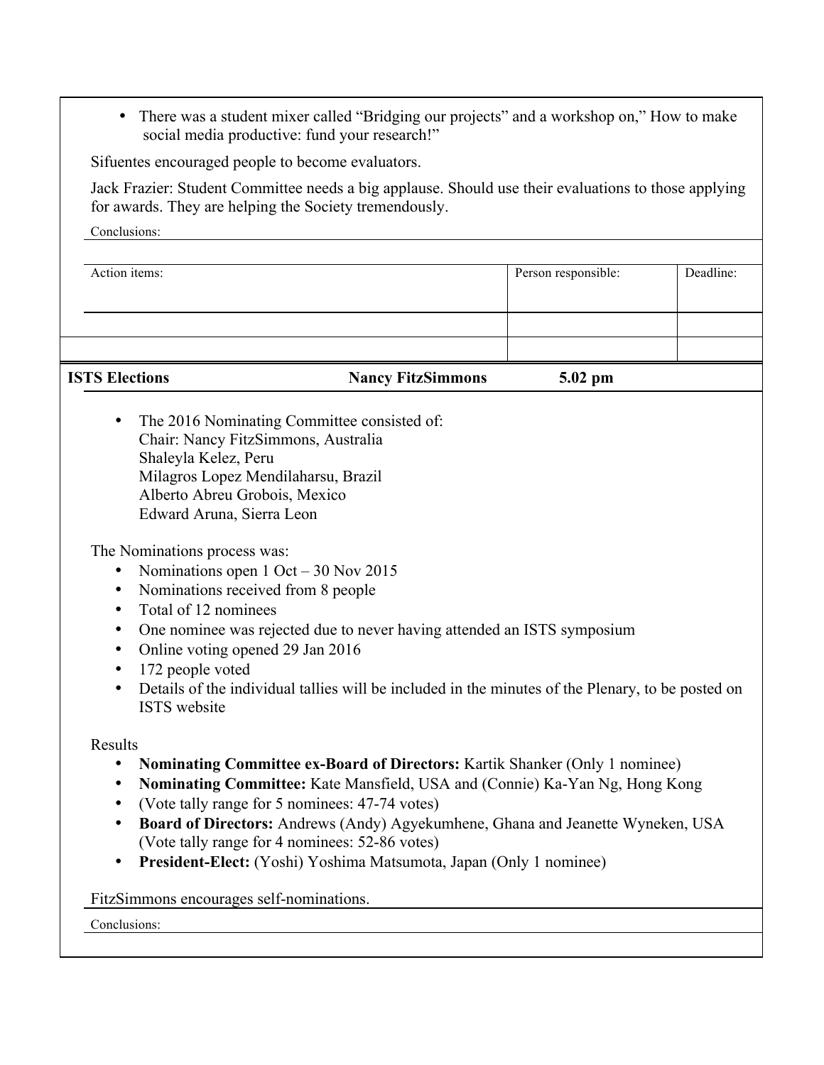- There was a student mixer called "Bridging our projects" and a workshop on," How to make social media productive: fund your research!"

Sifuentes encouraged people to become evaluators.

Jack Frazier: Student Committee needs a big applause. Should use their evaluations to those applying for awards. They are helping the Society tremendously.

Conclusions:

| Action items: | Person responsible: | Deadline: |
| --- | --- | --- |
| | | |
| | | |

| ISTS Elections | Nancy FitzSimmons | 5.02 pm |
| --- | --- | --- |

- The 2016 Nominating Committee consisted of:
  Chair: Nancy FitzSimmons, Australia
  Shaleyla Kelez, Peru
  Milagros Lopez Mendilaharsu, Brazil
  Alberto Abreu Grobois, Mexico
  Edward Aruna, Sierra Leon

The Nominations process was:

- Nominations open 1 Oct – 30 Nov 2015
- Nominations received from 8 people
- Total of 12 nominees
- One nominee was rejected due to never having attended an ISTS symposium
- Online voting opened 29 Jan 2016
- 172 people voted
- Details of the individual tallies will be included in the minutes of the Plenary, to be posted on ISTS website

Results

- **Nominating Committee ex-Board of Directors:** Kartik Shanker (Only 1 nominee)
- **Nominating Committee:** Kate Mansfield, USA and (Connie) Ka-Yan Ng, Hong Kong
- (Vote tally range for 5 nominees: 47-74 votes)
- **Board of Directors:** Andrews (Andy) Agyekumhene, Ghana and Jeanette Wyneken, USA (Vote tally range for 4 nominees: 52-86 votes)
- **President-Elect:** (Yoshi) Yoshima Matsumota, Japan (Only 1 nominee)

FitzSimmons encourages self-nominations.

Conclusions: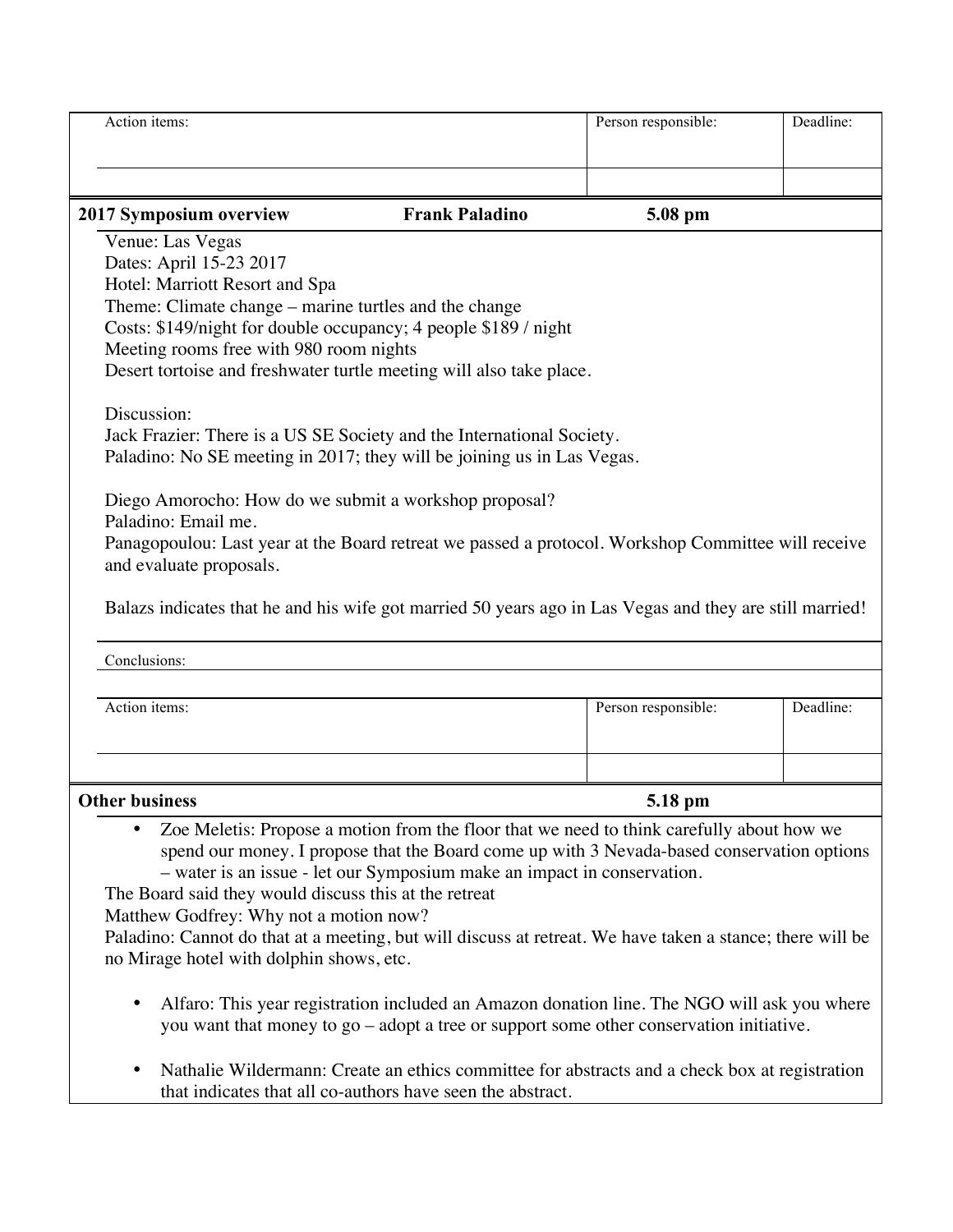| Action items: | Person responsible: | Deadline: |
|---|---|---|
| | | |

**2017 Symposium overview** **Frank Paladino** **5.08 pm**

Venue: Las Vegas
Dates: April 15-23 2017
Hotel: Marriott Resort and Spa
Theme: Climate change – marine turtles and the change
Costs: $149/night for double occupancy; 4 people $189 / night
Meeting rooms free with 980 room nights
Desert tortoise and freshwater turtle meeting will also take place.

Discussion:
Jack Frazier: There is a US SE Society and the International Society.
Paladino: No SE meeting in 2017; they will be joining us in Las Vegas.

Diego Amorocho: How do we submit a workshop proposal?
Paladino: Email me.
Panagopoulou: Last year at the Board retreat we passed a protocol. Workshop Committee will receive and evaluate proposals.

Balazs indicates that he and his wife got married 50 years ago in Las Vegas and they are still married!

Conclusions:

| Action items: | Person responsible: | Deadline: |
|---|---|---|
| | | |

**Other business** **5.18 pm**

- Zoe Meletis: Propose a motion from the floor that we need to think carefully about how we spend our money. I propose that the Board come up with 3 Nevada-based conservation options – water is an issue - let our Symposium make an impact in conservation.

The Board said they would discuss this at the retreat
Matthew Godfrey: Why not a motion now?
Paladino: Cannot do that at a meeting, but will discuss at retreat. We have taken a stance; there will be no Mirage hotel with dolphin shows, etc.

- Alfaro: This year registration included an Amazon donation line. The NGO will ask you where you want that money to go – adopt a tree or support some other conservation initiative.

- Nathalie Wildermann: Create an ethics committee for abstracts and a check box at registration that indicates that all co-authors have seen the abstract.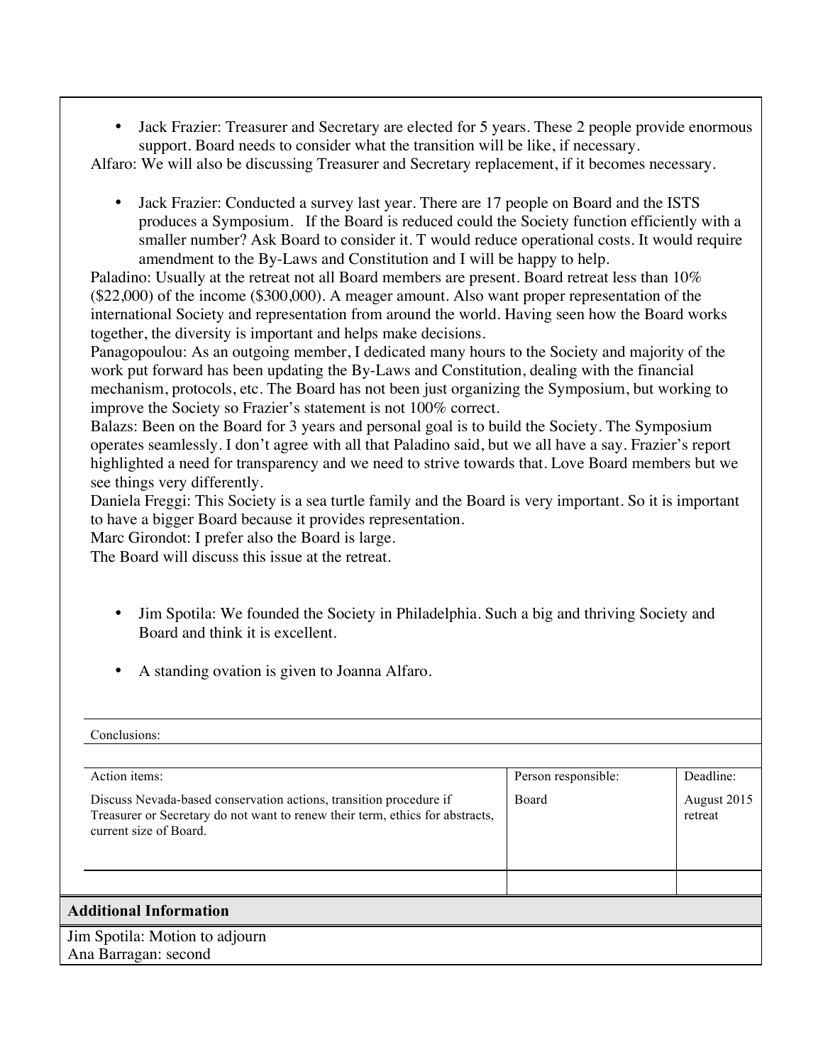- Jack Frazier: Treasurer and Secretary are elected for 5 years. These 2 people provide enormous support. Board needs to consider what the transition will be like, if necessary.

Alfaro: We will also be discussing Treasurer and Secretary replacement, if it becomes necessary.

- Jack Frazier: Conducted a survey last year. There are 17 people on Board and the ISTS produces a Symposium. If the Board is reduced could the Society function efficiently with a smaller number? Ask Board to consider it. T would reduce operational costs. It would require amendment to the By-Laws and Constitution and I will be happy to help.

Paladino: Usually at the retreat not all Board members are present. Board retreat less than 10% ($22,000) of the income ($300,000). A meager amount. Also want proper representation of the international Society and representation from around the world. Having seen how the Board works together, the diversity is important and helps make decisions.
Panagopoulou: As an outgoing member, I dedicated many hours to the Society and majority of the work put forward has been updating the By-Laws and Constitution, dealing with the financial mechanism, protocols, etc. The Board has not been just organizing the Symposium, but working to improve the Society so Frazier's statement is not 100% correct.
Balazs: Been on the Board for 3 years and personal goal is to build the Society. The Symposium operates seamlessly. I don't agree with all that Paladino said, but we all have a say. Frazier's report highlighted a need for transparency and we need to strive towards that. Love Board members but we see things very differently.
Daniela Freggi: This Society is a sea turtle family and the Board is very important. So it is important to have a bigger Board because it provides representation.
Marc Girondot: I prefer also the Board is large.
The Board will discuss this issue at the retreat.

- Jim Spotila: We founded the Society in Philadelphia. Such a big and thriving Society and Board and think it is excellent.

- A standing ovation is given to Joanna Alfaro.

Conclusions:

| Action items: | Person responsible: | Deadline: |
|---|---|---|
| Discuss Nevada-based conservation actions, transition procedure if Treasurer or Secretary do not want to renew their term, ethics for abstracts, current size of Board. | Board | August 2015 retreat |
| | | |

## Additional Information

Jim Spotila: Motion to adjourn
Ana Barragan: second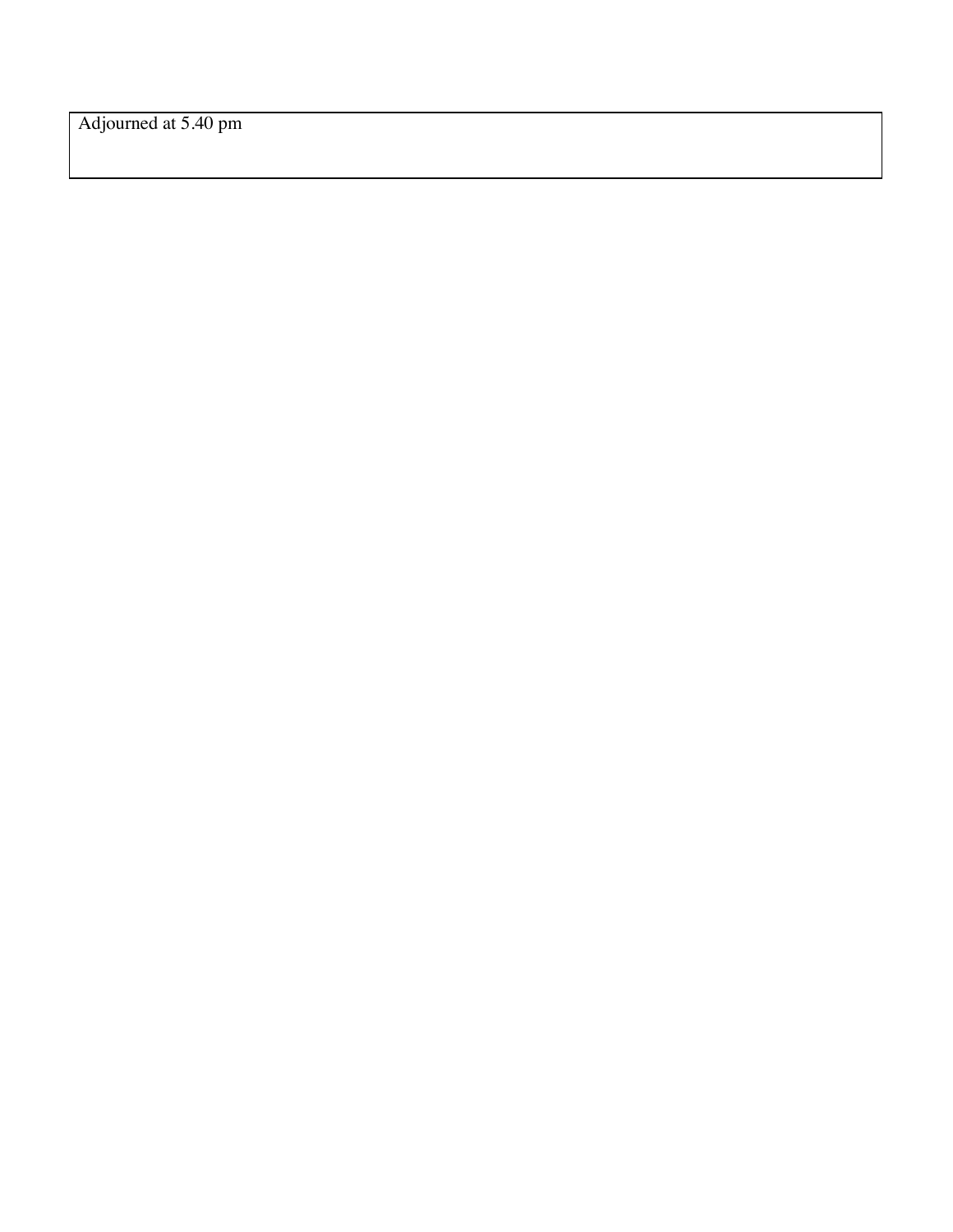Adjourned at 5.40 pm